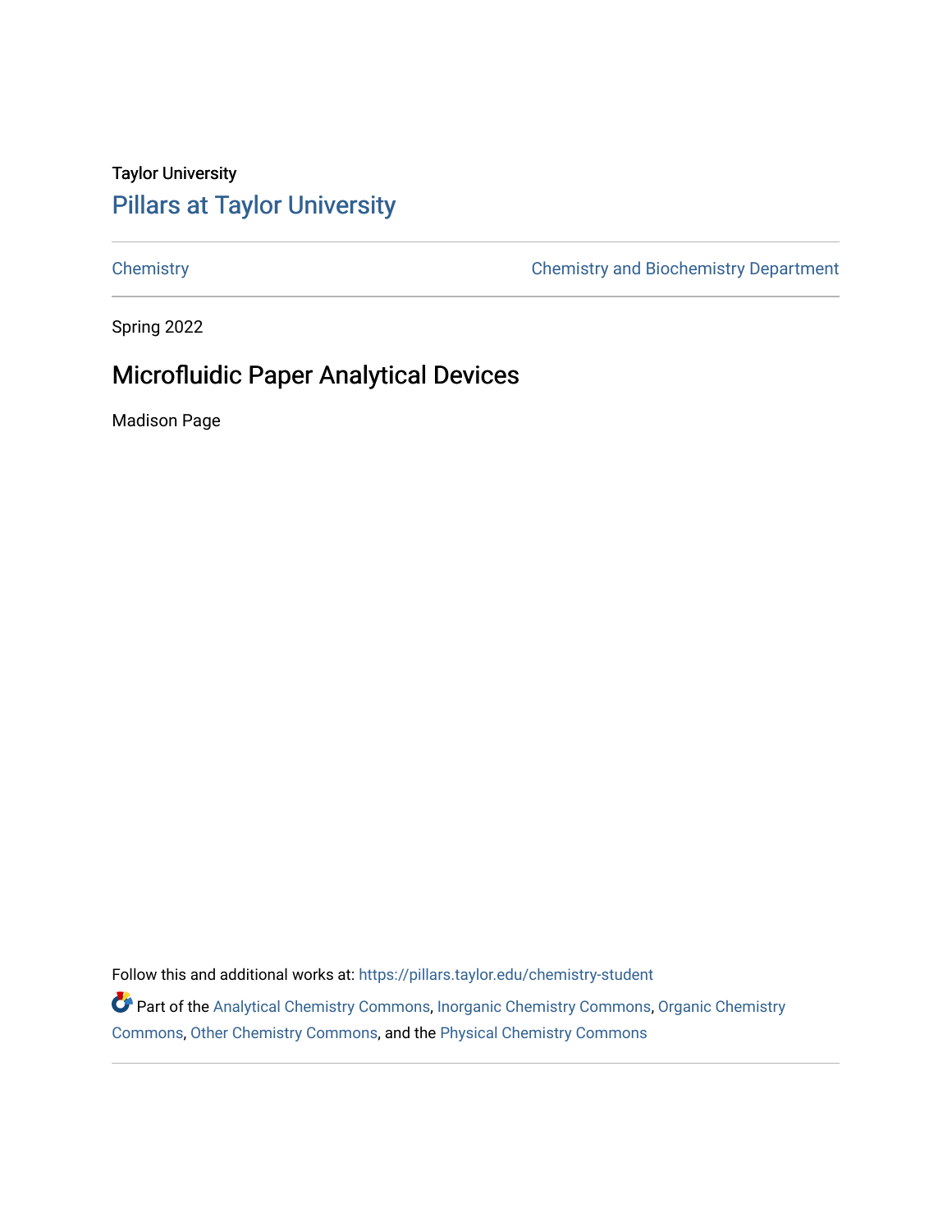Taylor University

Pillars at Taylor University

Chemistry | Chemistry and Biochemistry Department

Spring 2022

# Microfluidic Paper Analytical Devices

Madison Page

Follow this and additional works at: https://pillars.taylor.edu/chemistry-student

Part of the Analytical Chemistry Commons, Inorganic Chemistry Commons, Organic Chemistry Commons, Other Chemistry Commons, and the Physical Chemistry Commons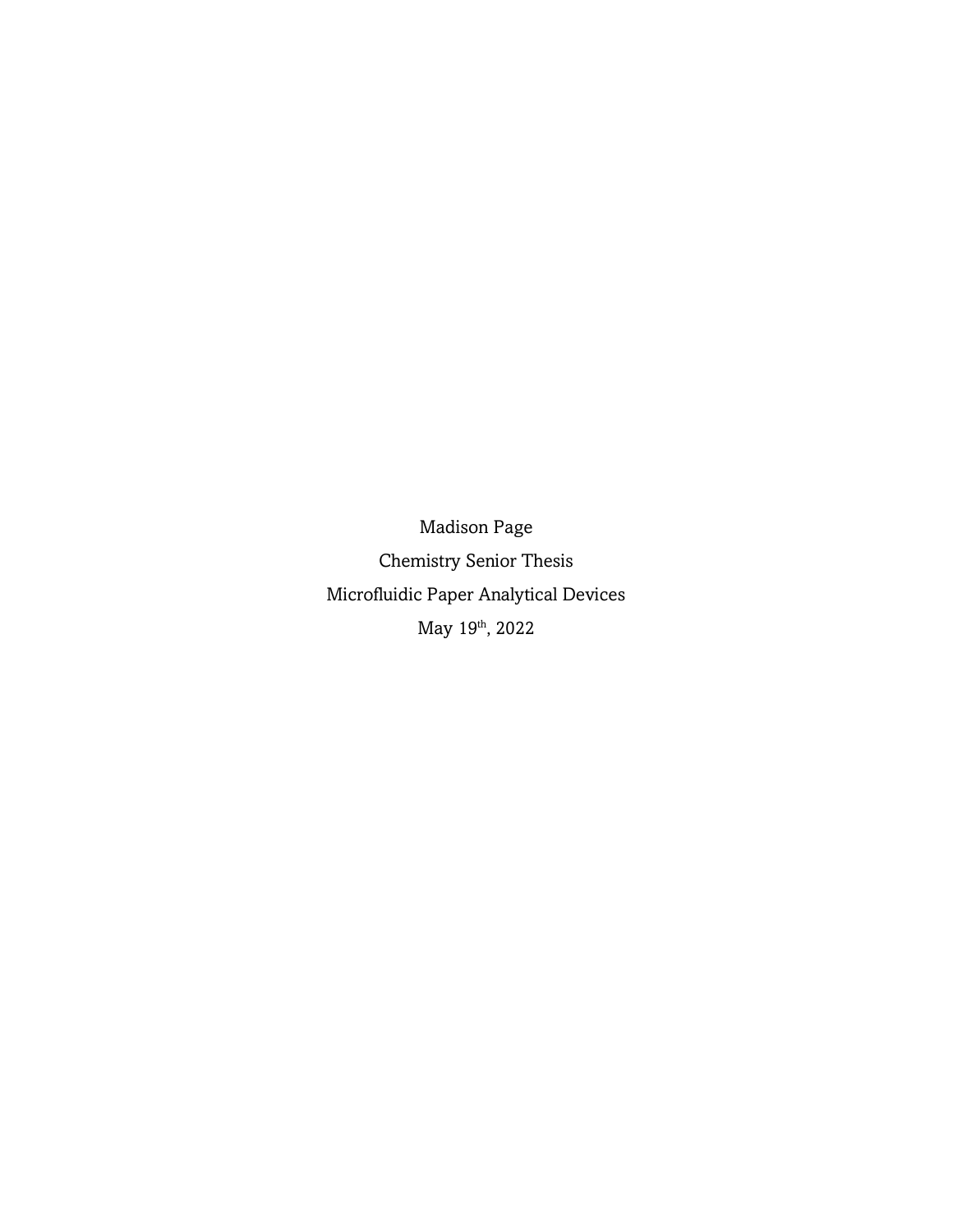Madison Page

Chemistry Senior Thesis

Microfluidic Paper Analytical Devices

May 19th, 2022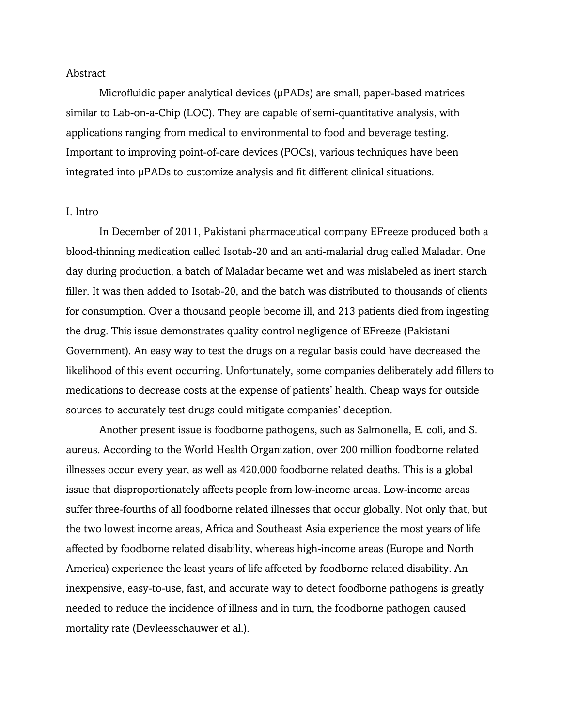## Abstract

Microfluidic paper analytical devices (μPADs) are small, paper-based matrices similar to Lab-on-a-Chip (LOC). They are capable of semi-quantitative analysis, with applications ranging from medical to environmental to food and beverage testing. Important to improving point-of-care devices (POCs), various techniques have been integrated into μPADs to customize analysis and fit different clinical situations.

## I. Intro

In December of 2011, Pakistani pharmaceutical company EFreeze produced both a blood-thinning medication called Isotab-20 and an anti-malarial drug called Maladar. One day during production, a batch of Maladar became wet and was mislabeled as inert starch filler. It was then added to Isotab-20, and the batch was distributed to thousands of clients for consumption. Over a thousand people become ill, and 213 patients died from ingesting the drug. This issue demonstrates quality control negligence of EFreeze (Pakistani Government). An easy way to test the drugs on a regular basis could have decreased the likelihood of this event occurring. Unfortunately, some companies deliberately add fillers to medications to decrease costs at the expense of patients' health. Cheap ways for outside sources to accurately test drugs could mitigate companies' deception.

Another present issue is foodborne pathogens, such as Salmonella, E. coli, and S. aureus. According to the World Health Organization, over 200 million foodborne related illnesses occur every year, as well as 420,000 foodborne related deaths. This is a global issue that disproportionately affects people from low-income areas. Low-income areas suffer three-fourths of all foodborne related illnesses that occur globally. Not only that, but the two lowest income areas, Africa and Southeast Asia experience the most years of life affected by foodborne related disability, whereas high-income areas (Europe and North America) experience the least years of life affected by foodborne related disability. An inexpensive, easy-to-use, fast, and accurate way to detect foodborne pathogens is greatly needed to reduce the incidence of illness and in turn, the foodborne pathogen caused mortality rate (Devleesschauwer et al.).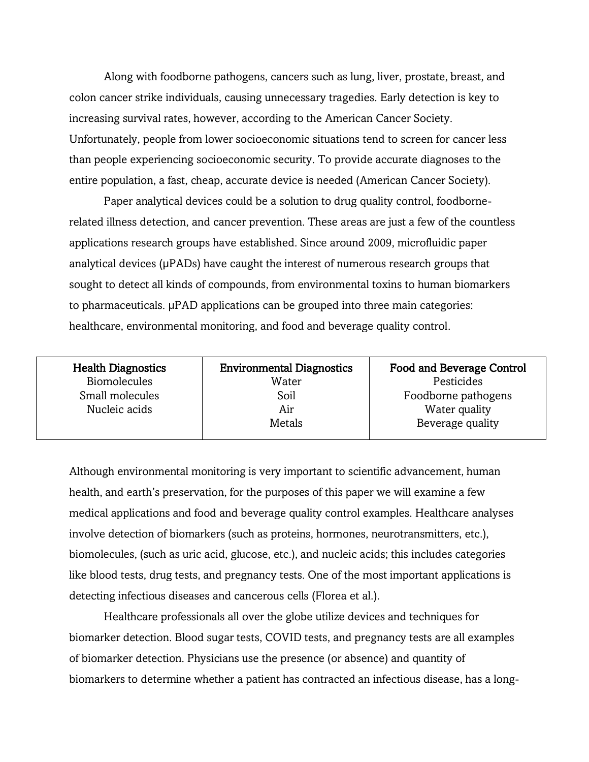Along with foodborne pathogens, cancers such as lung, liver, prostate, breast, and colon cancer strike individuals, causing unnecessary tragedies. Early detection is key to increasing survival rates, however, according to the American Cancer Society. Unfortunately, people from lower socioeconomic situations tend to screen for cancer less than people experiencing socioeconomic security. To provide accurate diagnoses to the entire population, a fast, cheap, accurate device is needed (American Cancer Society).

Paper analytical devices could be a solution to drug quality control, foodborne-related illness detection, and cancer prevention. These areas are just a few of the countless applications research groups have established. Since around 2009, microfluidic paper analytical devices (μPADs) have caught the interest of numerous research groups that sought to detect all kinds of compounds, from environmental toxins to human biomarkers to pharmaceuticals. μPAD applications can be grouped into three main categories: healthcare, environmental monitoring, and food and beverage quality control.

| Health Diagnostics | Environmental Diagnostics | Food and Beverage Control |
|---|---|---|
| Biomolecules | Water | Pesticides |
| Small molecules | Soil | Foodborne pathogens |
| Nucleic acids | Air | Water quality |
| | Metals | Beverage quality |

Although environmental monitoring is very important to scientific advancement, human health, and earth's preservation, for the purposes of this paper we will examine a few medical applications and food and beverage quality control examples. Healthcare analyses involve detection of biomarkers (such as proteins, hormones, neurotransmitters, etc.), biomolecules, (such as uric acid, glucose, etc.), and nucleic acids; this includes categories like blood tests, drug tests, and pregnancy tests. One of the most important applications is detecting infectious diseases and cancerous cells (Florea et al.).

Healthcare professionals all over the globe utilize devices and techniques for biomarker detection. Blood sugar tests, COVID tests, and pregnancy tests are all examples of biomarker detection. Physicians use the presence (or absence) and quantity of biomarkers to determine whether a patient has contracted an infectious disease, has a long-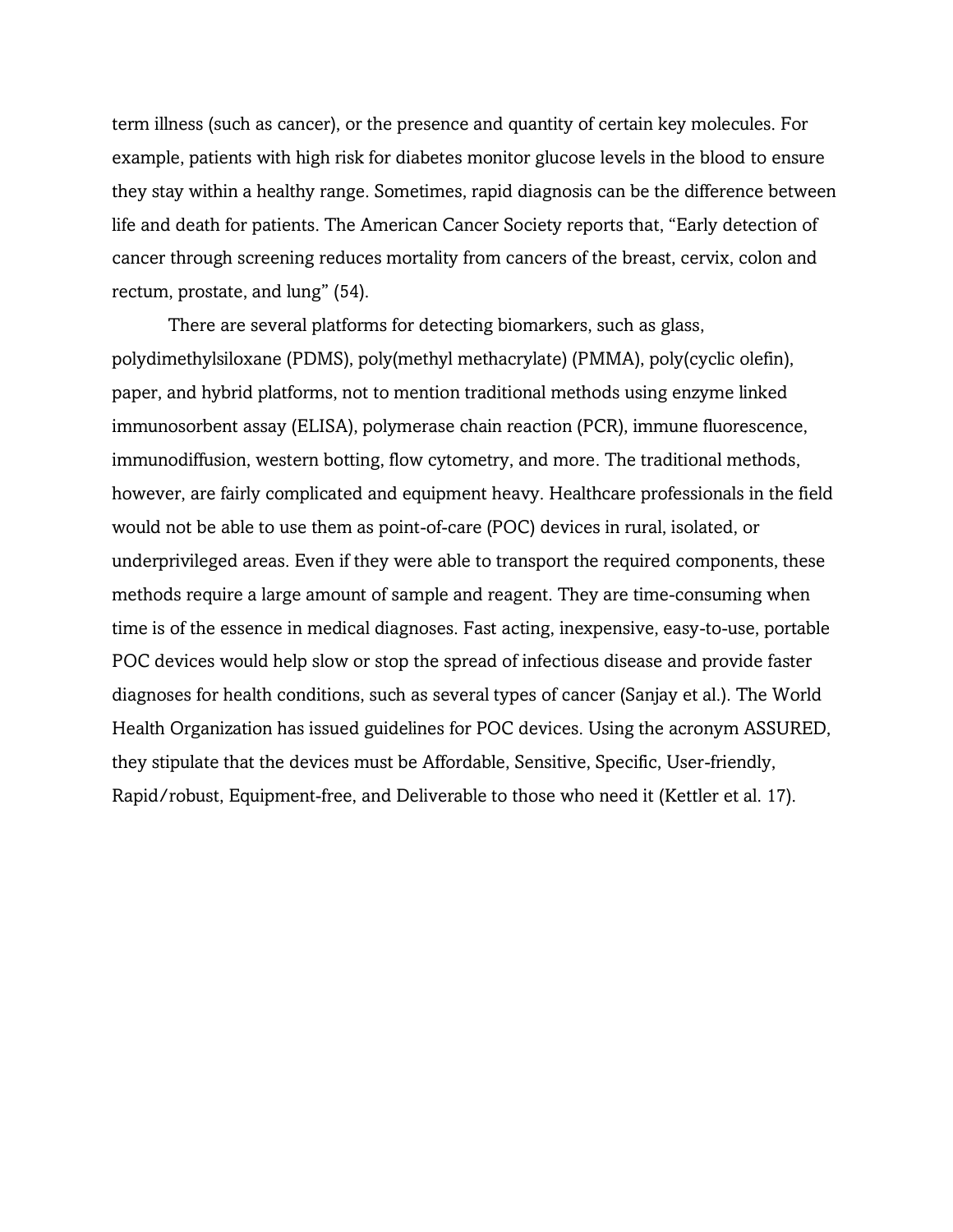term illness (such as cancer), or the presence and quantity of certain key molecules. For example, patients with high risk for diabetes monitor glucose levels in the blood to ensure they stay within a healthy range. Sometimes, rapid diagnosis can be the difference between life and death for patients. The American Cancer Society reports that, "Early detection of cancer through screening reduces mortality from cancers of the breast, cervix, colon and rectum, prostate, and lung" (54).

There are several platforms for detecting biomarkers, such as glass, polydimethylsiloxane (PDMS), poly(methyl methacrylate) (PMMA), poly(cyclic olefin), paper, and hybrid platforms, not to mention traditional methods using enzyme linked immunosorbent assay (ELISA), polymerase chain reaction (PCR), immune fluorescence, immunodiffusion, western botting, flow cytometry, and more. The traditional methods, however, are fairly complicated and equipment heavy. Healthcare professionals in the field would not be able to use them as point-of-care (POC) devices in rural, isolated, or underprivileged areas. Even if they were able to transport the required components, these methods require a large amount of sample and reagent. They are time-consuming when time is of the essence in medical diagnoses. Fast acting, inexpensive, easy-to-use, portable POC devices would help slow or stop the spread of infectious disease and provide faster diagnoses for health conditions, such as several types of cancer (Sanjay et al.). The World Health Organization has issued guidelines for POC devices. Using the acronym ASSURED, they stipulate that the devices must be Affordable, Sensitive, Specific, User-friendly, Rapid/robust, Equipment-free, and Deliverable to those who need it (Kettler et al. 17).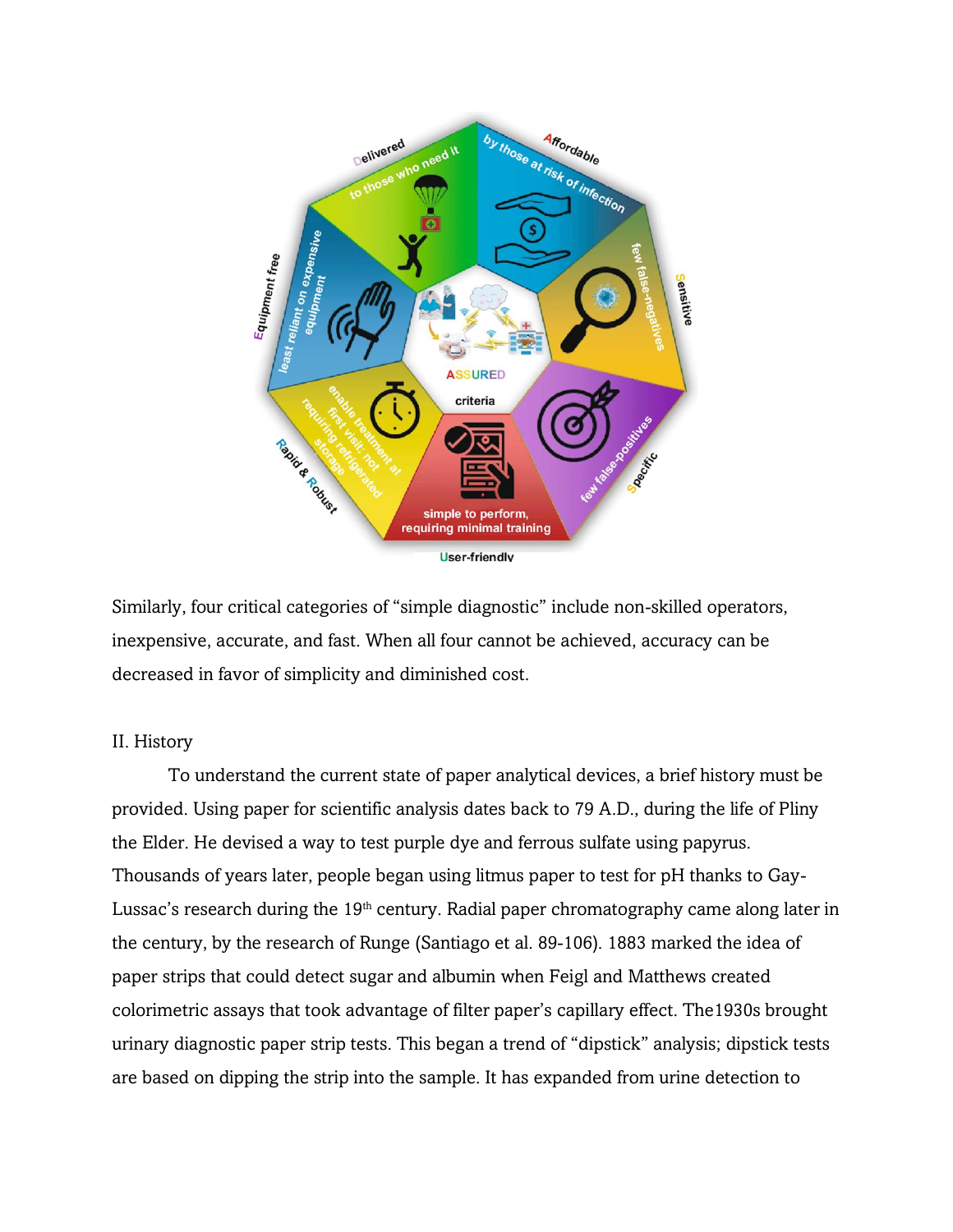Similarly, four critical categories of "simple diagnostic" include non-skilled operators, inexpensive, accurate, and fast. When all four cannot be achieved, accuracy can be decreased in favor of simplicity and diminished cost.

II. History

To understand the current state of paper analytical devices, a brief history must be provided. Using paper for scientific analysis dates back to 79 A.D., during the life of Pliny the Elder. He devised a way to test purple dye and ferrous sulfate using papyrus. Thousands of years later, people began using litmus paper to test for pH thanks to Gay-Lussac's research during the 19[th] century. Radial paper chromatography came along later in the century, by the research of Runge (Santiago et al. 89-106). 1883 marked the idea of paper strips that could detect sugar and albumin when Feigl and Matthews created colorimetric assays that took advantage of filter paper's capillary effect. The1930s brought urinary diagnostic paper strip tests. This began a trend of "dipstick" analysis; dipstick tests are based on dipping the strip into the sample. It has expanded from urine detection to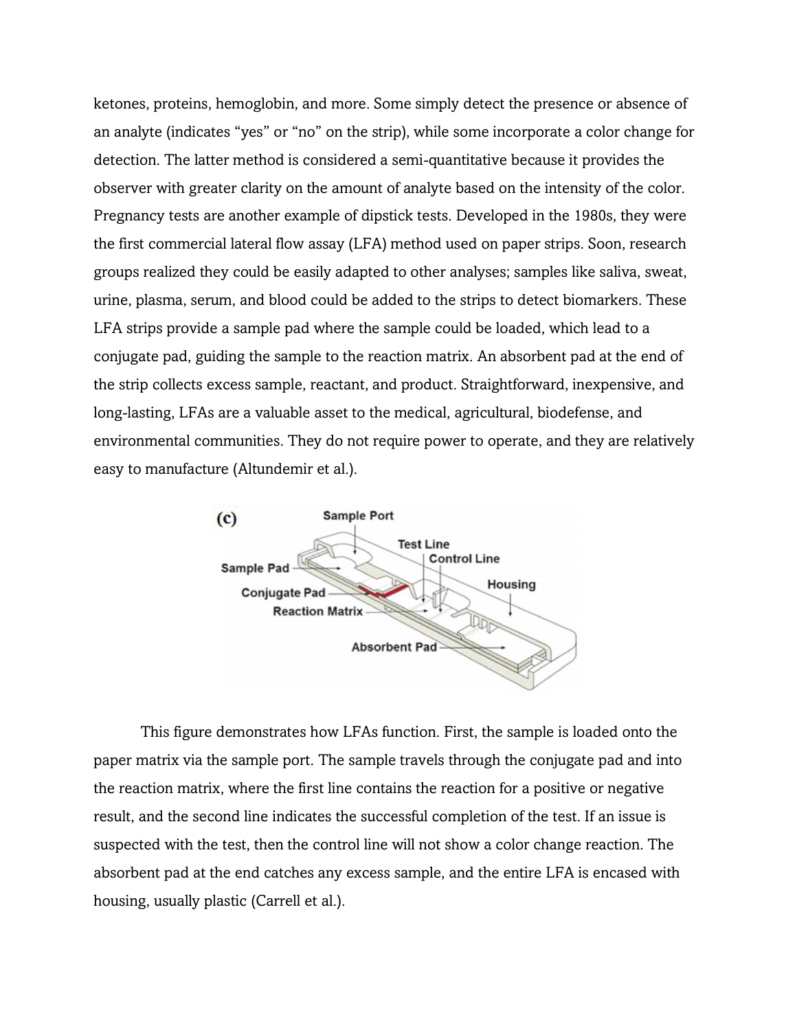ketones, proteins, hemoglobin, and more. Some simply detect the presence or absence of an analyte (indicates “yes” or “no” on the strip), while some incorporate a color change for detection. The latter method is considered a semi-quantitative because it provides the observer with greater clarity on the amount of analyte based on the intensity of the color. Pregnancy tests are another example of dipstick tests. Developed in the 1980s, they were the first commercial lateral flow assay (LFA) method used on paper strips. Soon, research groups realized they could be easily adapted to other analyses; samples like saliva, sweat, urine, plasma, serum, and blood could be added to the strips to detect biomarkers. These LFA strips provide a sample pad where the sample could be loaded, which lead to a conjugate pad, guiding the sample to the reaction matrix. An absorbent pad at the end of the strip collects excess sample, reactant, and product. Straightforward, inexpensive, and long-lasting, LFAs are a valuable asset to the medical, agricultural, biodefense, and environmental communities. They do not require power to operate, and they are relatively easy to manufacture (Altundemir et al.).

This figure demonstrates how LFAs function. First, the sample is loaded onto the paper matrix via the sample port. The sample travels through the conjugate pad and into the reaction matrix, where the first line contains the reaction for a positive or negative result, and the second line indicates the successful completion of the test. If an issue is suspected with the test, then the control line will not show a color change reaction. The absorbent pad at the end catches any excess sample, and the entire LFA is encased with housing, usually plastic (Carrell et al.).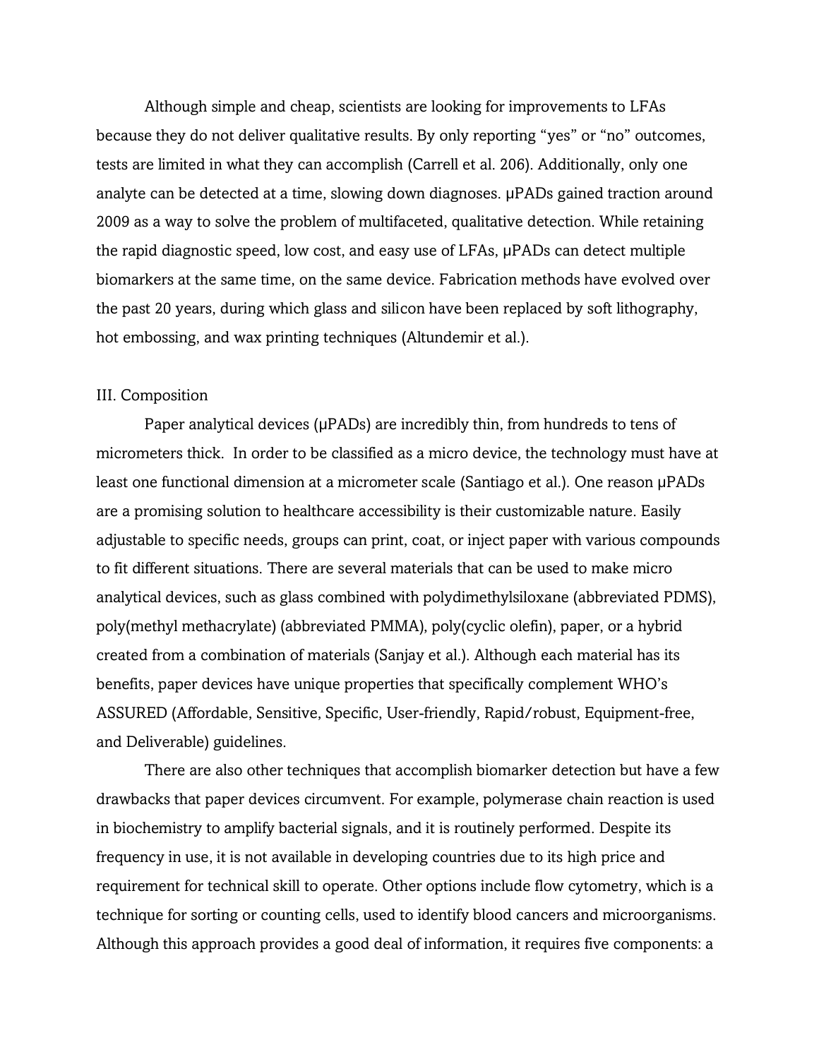Although simple and cheap, scientists are looking for improvements to LFAs because they do not deliver qualitative results. By only reporting “yes” or “no” outcomes, tests are limited in what they can accomplish (Carrell et al. 206). Additionally, only one analyte can be detected at a time, slowing down diagnoses. μPADs gained traction around 2009 as a way to solve the problem of multifaceted, qualitative detection. While retaining the rapid diagnostic speed, low cost, and easy use of LFAs, μPADs can detect multiple biomarkers at the same time, on the same device. Fabrication methods have evolved over the past 20 years, during which glass and silicon have been replaced by soft lithography, hot embossing, and wax printing techniques (Altundemir et al.).

III. Composition

Paper analytical devices (μPADs) are incredibly thin, from hundreds to tens of micrometers thick. In order to be classified as a micro device, the technology must have at least one functional dimension at a micrometer scale (Santiago et al.). One reason μPADs are a promising solution to healthcare accessibility is their customizable nature. Easily adjustable to specific needs, groups can print, coat, or inject paper with various compounds to fit different situations. There are several materials that can be used to make micro analytical devices, such as glass combined with polydimethylsiloxane (abbreviated PDMS), poly(methyl methacrylate) (abbreviated PMMA), poly(cyclic olefin), paper, or a hybrid created from a combination of materials (Sanjay et al.). Although each material has its benefits, paper devices have unique properties that specifically complement WHO’s ASSURED (Affordable, Sensitive, Specific, User-friendly, Rapid/robust, Equipment-free, and Deliverable) guidelines.

There are also other techniques that accomplish biomarker detection but have a few drawbacks that paper devices circumvent. For example, polymerase chain reaction is used in biochemistry to amplify bacterial signals, and it is routinely performed. Despite its frequency in use, it is not available in developing countries due to its high price and requirement for technical skill to operate. Other options include flow cytometry, which is a technique for sorting or counting cells, used to identify blood cancers and microorganisms. Although this approach provides a good deal of information, it requires five components: a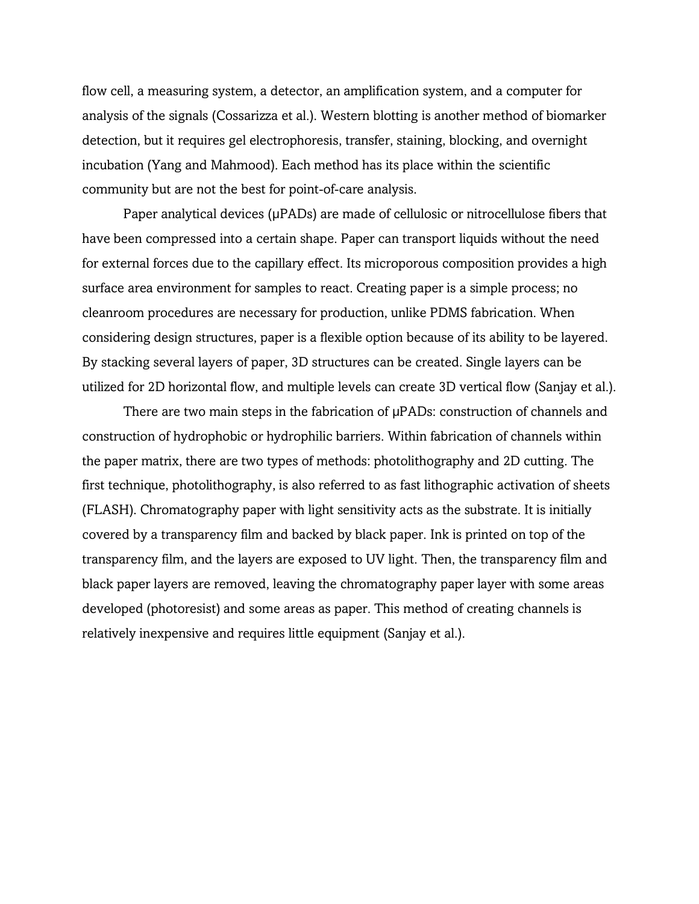flow cell, a measuring system, a detector, an amplification system, and a computer for analysis of the signals (Cossarizza et al.). Western blotting is another method of biomarker detection, but it requires gel electrophoresis, transfer, staining, blocking, and overnight incubation (Yang and Mahmood). Each method has its place within the scientific community but are not the best for point-of-care analysis.

Paper analytical devices (μPADs) are made of cellulosic or nitrocellulose fibers that have been compressed into a certain shape. Paper can transport liquids without the need for external forces due to the capillary effect. Its microporous composition provides a high surface area environment for samples to react. Creating paper is a simple process; no cleanroom procedures are necessary for production, unlike PDMS fabrication. When considering design structures, paper is a flexible option because of its ability to be layered. By stacking several layers of paper, 3D structures can be created. Single layers can be utilized for 2D horizontal flow, and multiple levels can create 3D vertical flow (Sanjay et al.).

There are two main steps in the fabrication of μPADs: construction of channels and construction of hydrophobic or hydrophilic barriers. Within fabrication of channels within the paper matrix, there are two types of methods: photolithography and 2D cutting. The first technique, photolithography, is also referred to as fast lithographic activation of sheets (FLASH). Chromatography paper with light sensitivity acts as the substrate. It is initially covered by a transparency film and backed by black paper. Ink is printed on top of the transparency film, and the layers are exposed to UV light. Then, the transparency film and black paper layers are removed, leaving the chromatography paper layer with some areas developed (photoresist) and some areas as paper. This method of creating channels is relatively inexpensive and requires little equipment (Sanjay et al.).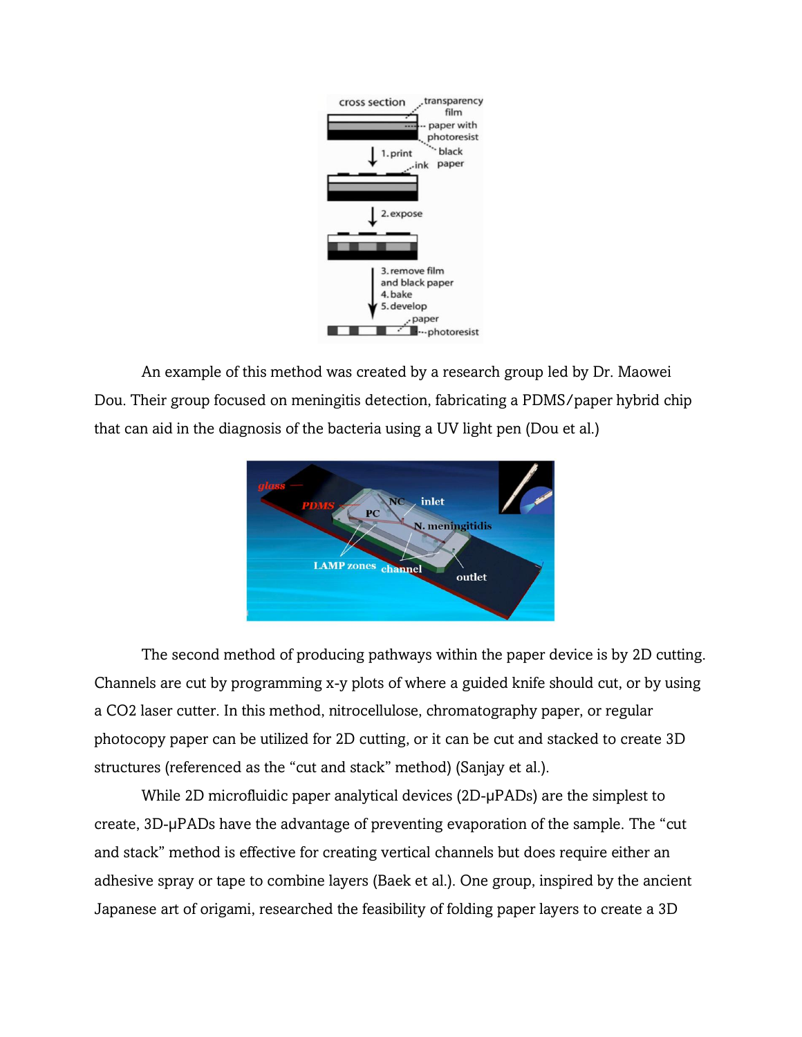An example of this method was created by a research group led by Dr. Maowei Dou. Their group focused on meningitis detection, fabricating a PDMS/paper hybrid chip that can aid in the diagnosis of the bacteria using a UV light pen (Dou et al.)

The second method of producing pathways within the paper device is by 2D cutting. Channels are cut by programming x-y plots of where a guided knife should cut, or by using a $CO_2$ laser cutter. In this method, nitrocellulose, chromatography paper, or regular photocopy paper can be utilized for 2D cutting, or it can be cut and stacked to create 3D structures (referenced as the “cut and stack” method) (Sanjay et al.).

While 2D microfluidic paper analytical devices (2D-μPADs) are the simplest to create, 3D-μPADs have the advantage of preventing evaporation of the sample. The “cut and stack” method is effective for creating vertical channels but does require either an adhesive spray or tape to combine layers (Baek et al.). One group, inspired by the ancient Japanese art of origami, researched the feasibility of folding paper layers to create a 3D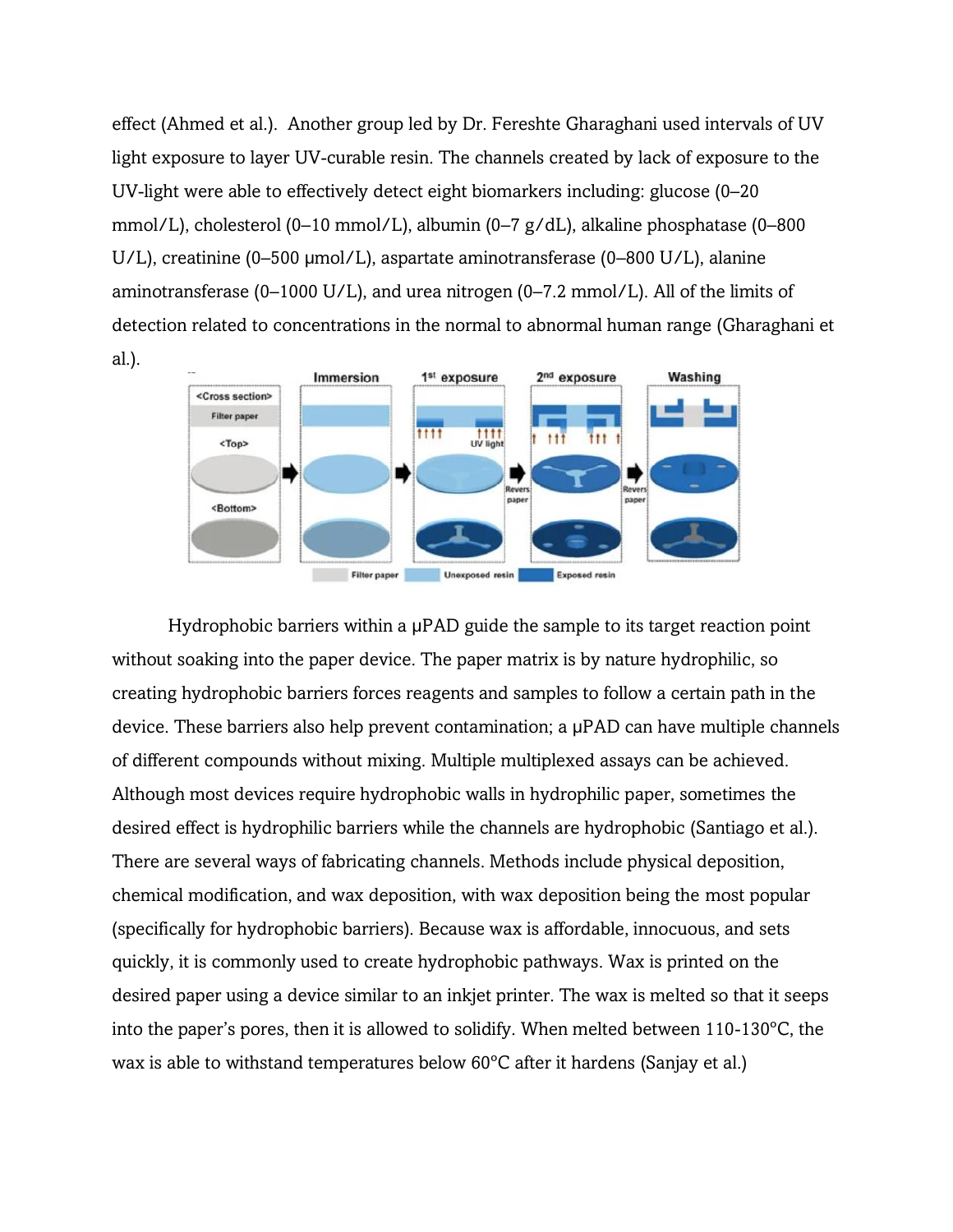effect (Ahmed et al.). Another group led by Dr. Fereshte Gharaghani used intervals of UV light exposure to layer UV-curable resin. The channels created by lack of exposure to the UV-light were able to effectively detect eight biomarkers including: glucose (0–20 mmol/L), cholesterol (0–10 mmol/L), albumin (0–7 g/dL), alkaline phosphatase (0–800 U/L), creatinine (0–500 μmol/L), aspartate aminotransferase (0–800 U/L), alanine aminotransferase (0–1000 U/L), and urea nitrogen (0–7.2 mmol/L). All of the limits of detection related to concentrations in the normal to abnormal human range (Gharaghani et al.).

Hydrophobic barriers within a μPAD guide the sample to its target reaction point without soaking into the paper device. The paper matrix is by nature hydrophilic, so creating hydrophobic barriers forces reagents and samples to follow a certain path in the device. These barriers also help prevent contamination; a μPAD can have multiple channels of different compounds without mixing. Multiple multiplexed assays can be achieved. Although most devices require hydrophobic walls in hydrophilic paper, sometimes the desired effect is hydrophilic barriers while the channels are hydrophobic (Santiago et al.). There are several ways of fabricating channels. Methods include physical deposition, chemical modification, and wax deposition, with wax deposition being the most popular (specifically for hydrophobic barriers). Because wax is affordable, innocuous, and sets quickly, it is commonly used to create hydrophobic pathways. Wax is printed on the desired paper using a device similar to an inkjet printer. The wax is melted so that it seeps into the paper's pores, then it is allowed to solidify. When melted between 110-130°C, the wax is able to withstand temperatures below 60°C after it hardens (Sanjay et al.)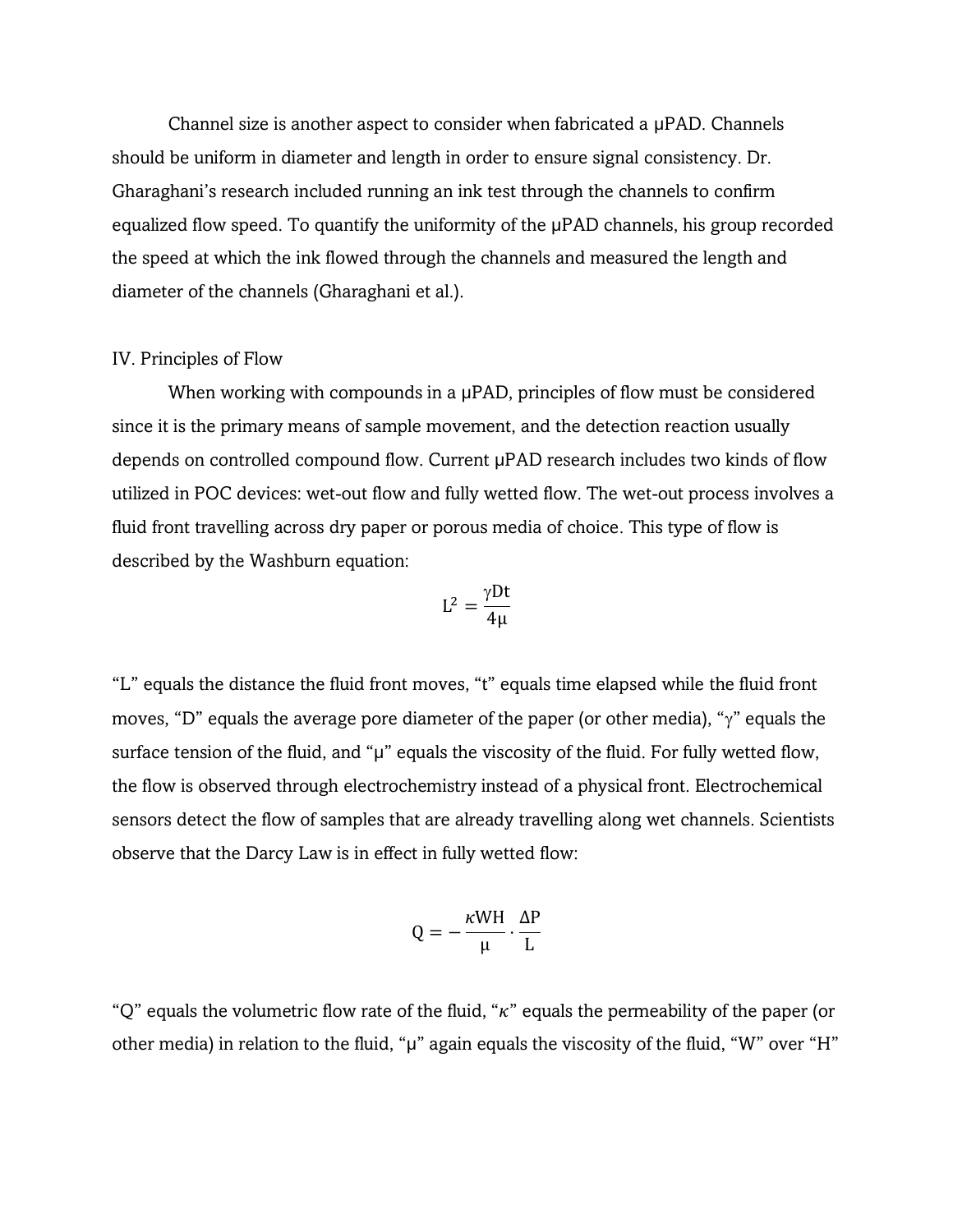Channel size is another aspect to consider when fabricated a μPAD. Channels should be uniform in diameter and length in order to ensure signal consistency. Dr. Gharaghani's research included running an ink test through the channels to confirm equalized flow speed. To quantify the uniformity of the μPAD channels, his group recorded the speed at which the ink flowed through the channels and measured the length and diameter of the channels (Gharaghani et al.).

## IV. Principles of Flow

When working with compounds in a μPAD, principles of flow must be considered since it is the primary means of sample movement, and the detection reaction usually depends on controlled compound flow. Current μPAD research includes two kinds of flow utilized in POC devices: wet-out flow and fully wetted flow. The wet-out process involves a fluid front travelling across dry paper or porous media of choice. This type of flow is described by the Washburn equation:

$$L^2 = \frac{\gamma D t}{4\mu}$$

"L" equals the distance the fluid front moves, "t" equals time elapsed while the fluid front moves, "D" equals the average pore diameter of the paper (or other media), "$\gamma$" equals the surface tension of the fluid, and "μ" equals the viscosity of the fluid. For fully wetted flow, the flow is observed through electrochemistry instead of a physical front. Electrochemical sensors detect the flow of samples that are already travelling along wet channels. Scientists observe that the Darcy Law is in effect in fully wetted flow:

$$Q = -\frac{\kappa W H}{\mu} \cdot \frac{\Delta P}{L}$$

"Q" equals the volumetric flow rate of the fluid, "$\kappa$" equals the permeability of the paper (or other media) in relation to the fluid, "μ" again equals the viscosity of the fluid, "W" over "H"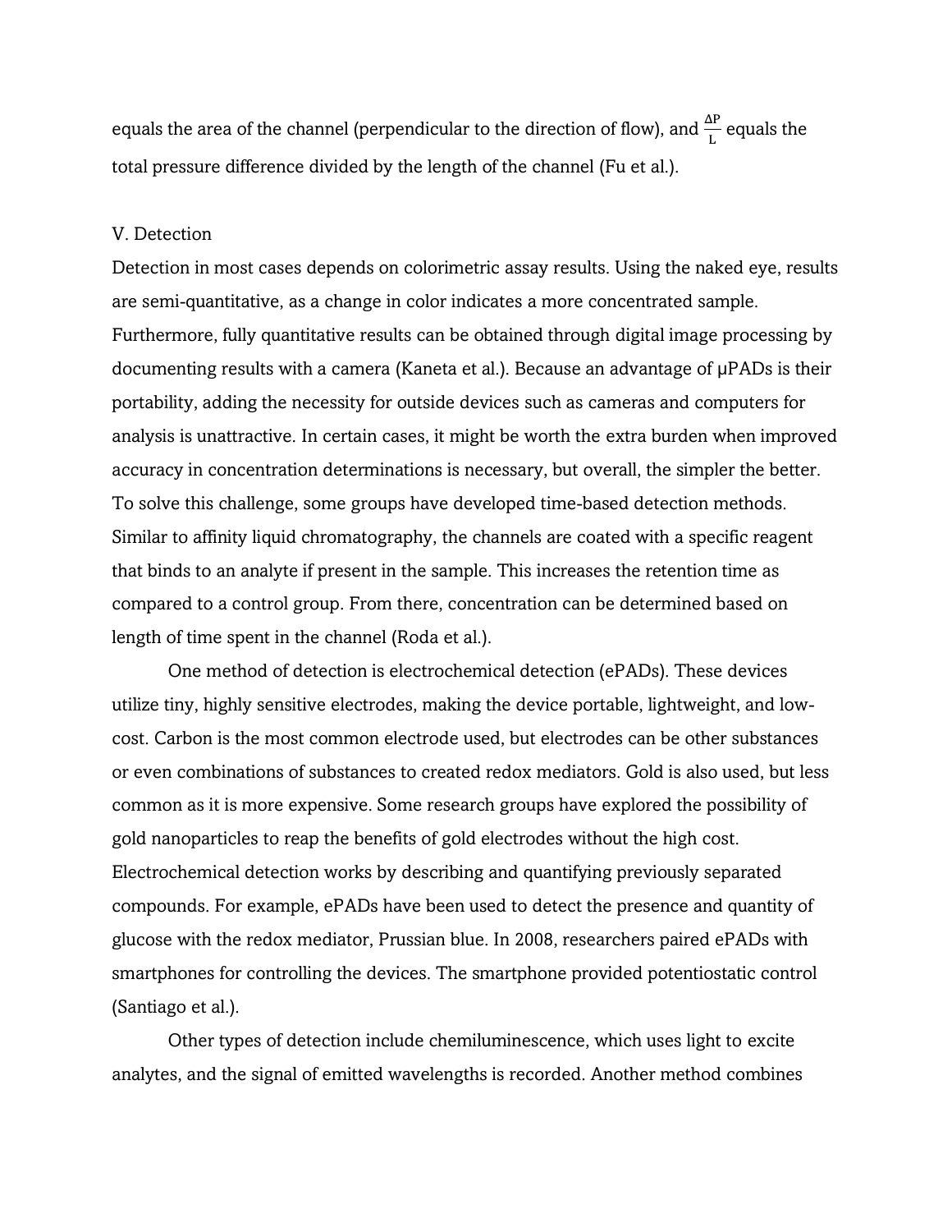equals the area of the channel (perpendicular to the direction of flow), and $\frac{\Delta P}{L}$ equals the total pressure difference divided by the length of the channel (Fu et al.).

V. Detection

Detection in most cases depends on colorimetric assay results. Using the naked eye, results are semi-quantitative, as a change in color indicates a more concentrated sample. Furthermore, fully quantitative results can be obtained through digital image processing by documenting results with a camera (Kaneta et al.). Because an advantage of μPADs is their portability, adding the necessity for outside devices such as cameras and computers for analysis is unattractive. In certain cases, it might be worth the extra burden when improved accuracy in concentration determinations is necessary, but overall, the simpler the better. To solve this challenge, some groups have developed time-based detection methods. Similar to affinity liquid chromatography, the channels are coated with a specific reagent that binds to an analyte if present in the sample. This increases the retention time as compared to a control group. From there, concentration can be determined based on length of time spent in the channel (Roda et al.).

One method of detection is electrochemical detection (ePADs). These devices utilize tiny, highly sensitive electrodes, making the device portable, lightweight, and low-cost. Carbon is the most common electrode used, but electrodes can be other substances or even combinations of substances to created redox mediators. Gold is also used, but less common as it is more expensive. Some research groups have explored the possibility of gold nanoparticles to reap the benefits of gold electrodes without the high cost. Electrochemical detection works by describing and quantifying previously separated compounds. For example, ePADs have been used to detect the presence and quantity of glucose with the redox mediator, Prussian blue. In 2008, researchers paired ePADs with smartphones for controlling the devices. The smartphone provided potentiostatic control (Santiago et al.).

Other types of detection include chemiluminescence, which uses light to excite analytes, and the signal of emitted wavelengths is recorded. Another method combines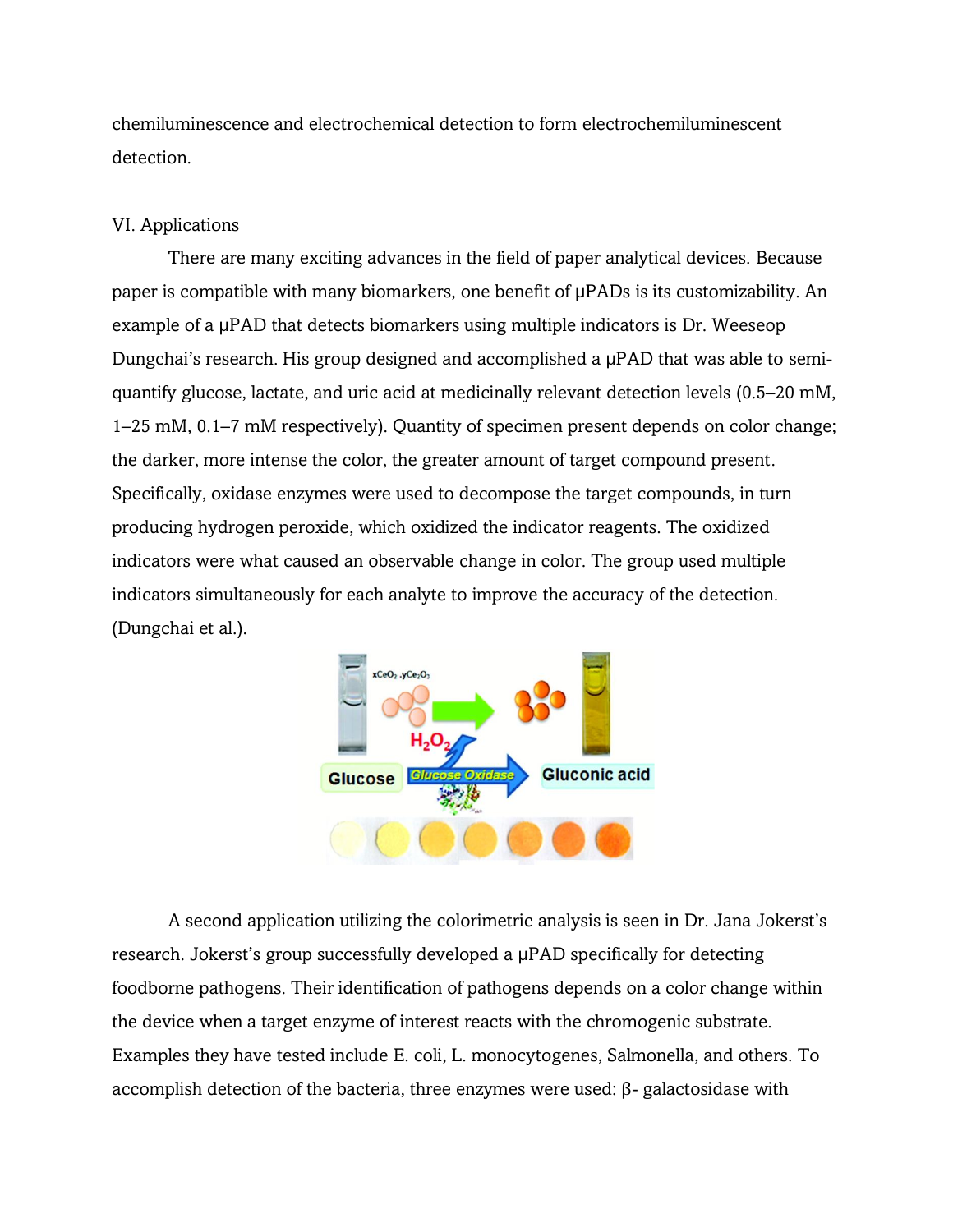chemiluminescence and electrochemical detection to form electrochemiluminescent detection.

## VI. Applications

There are many exciting advances in the field of paper analytical devices. Because paper is compatible with many biomarkers, one benefit of μPADs is its customizability. An example of a μPAD that detects biomarkers using multiple indicators is Dr. Weeseop Dungchai's research. His group designed and accomplished a μPAD that was able to semi-quantify glucose, lactate, and uric acid at medicinally relevant detection levels (0.5–20 mM, 1–25 mM, 0.1–7 mM respectively). Quantity of specimen present depends on color change; the darker, more intense the color, the greater amount of target compound present. Specifically, oxidase enzymes were used to decompose the target compounds, in turn producing hydrogen peroxide, which oxidized the indicator reagents. The oxidized indicators were what caused an observable change in color. The group used multiple indicators simultaneously for each analyte to improve the accuracy of the detection. (Dungchai et al.).

A second application utilizing the colorimetric analysis is seen in Dr. Jana Jokerst's research. Jokerst's group successfully developed a μPAD specifically for detecting foodborne pathogens. Their identification of pathogens depends on a color change within the device when a target enzyme of interest reacts with the chromogenic substrate. Examples they have tested include E. coli, L. monocytogenes, Salmonella, and others. To accomplish detection of the bacteria, three enzymes were used: β- galactosidase with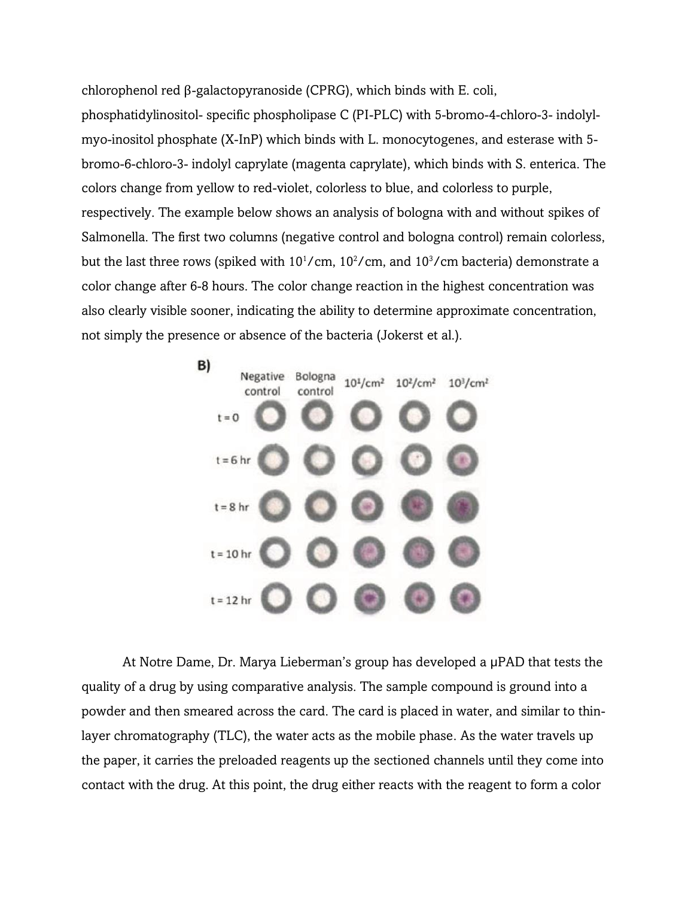chlorophenol red β-galactopyranoside (CPRG), which binds with E. coli, phosphatidylinositol- specific phospholipase C (PI-PLC) with 5-bromo-4-chloro-3- indolyl-myo-inositol phosphate (X-InP) which binds with L. monocytogenes, and esterase with 5-bromo-6-chloro-3- indolyl caprylate (magenta caprylate), which binds with S. enterica. The colors change from yellow to red-violet, colorless to blue, and colorless to purple, respectively. The example below shows an analysis of bologna with and without spikes of Salmonella. The first two columns (negative control and bologna control) remain colorless, but the last three rows (spiked with $10^1$/cm, $10^2$/cm, and $10^3$/cm bacteria) demonstrate a color change after 6-8 hours. The color change reaction in the highest concentration was also clearly visible sooner, indicating the ability to determine approximate concentration, not simply the presence or absence of the bacteria (Jokerst et al.).

**B)**

| | Negative control | Bologna control | $10^1/cm^2$ | $10^2/cm^2$ | $10^3/cm^2$ |
|---|---|---|---|---|---|
| t = 0 | | | | | |
| t = 6 hr | | | | | |
| t = 8 hr | | | | | |
| t = 10 hr | | | | | |
| t = 12 hr | | | | | |

At Notre Dame, Dr. Marya Lieberman's group has developed a μPAD that tests the quality of a drug by using comparative analysis. The sample compound is ground into a powder and then smeared across the card. The card is placed in water, and similar to thin-layer chromatography (TLC), the water acts as the mobile phase. As the water travels up the paper, it carries the preloaded reagents up the sectioned channels until they come into contact with the drug. At this point, the drug either reacts with the reagent to form a color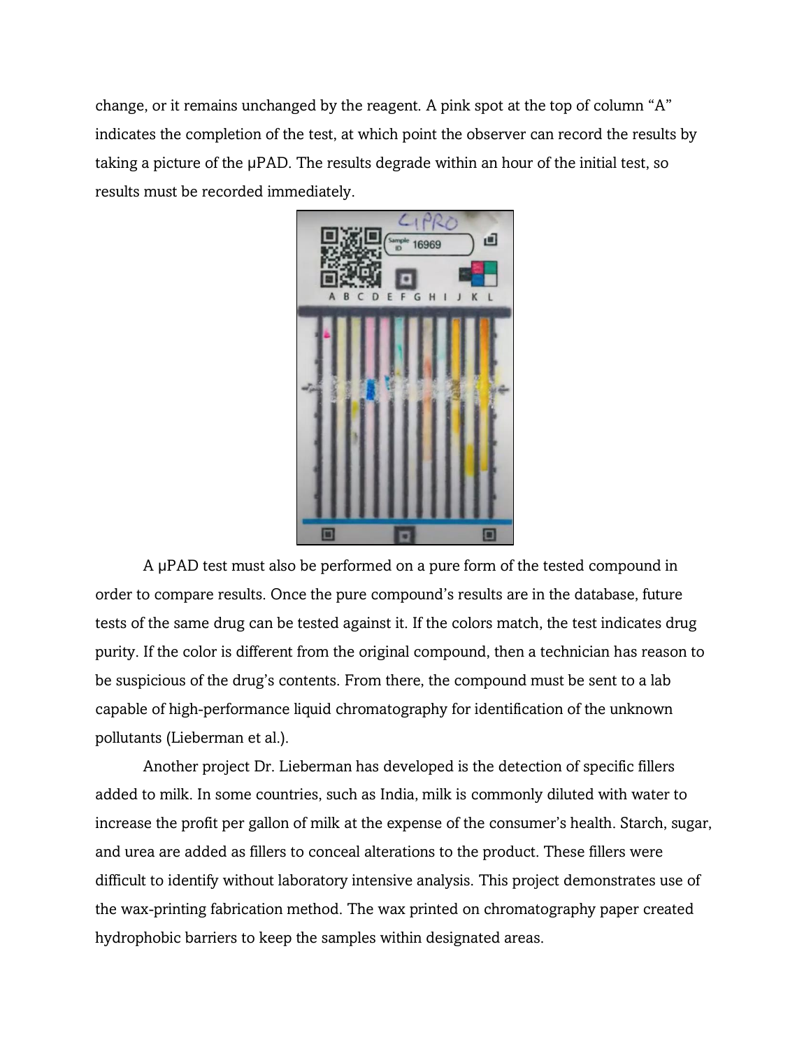change, or it remains unchanged by the reagent. A pink spot at the top of column "A" indicates the completion of the test, at which point the observer can record the results by taking a picture of the μPAD. The results degrade within an hour of the initial test, so results must be recorded immediately.

A μPAD test must also be performed on a pure form of the tested compound in order to compare results. Once the pure compound's results are in the database, future tests of the same drug can be tested against it. If the colors match, the test indicates drug purity. If the color is different from the original compound, then a technician has reason to be suspicious of the drug's contents. From there, the compound must be sent to a lab capable of high-performance liquid chromatography for identification of the unknown pollutants (Lieberman et al.).

Another project Dr. Lieberman has developed is the detection of specific fillers added to milk. In some countries, such as India, milk is commonly diluted with water to increase the profit per gallon of milk at the expense of the consumer's health. Starch, sugar, and urea are added as fillers to conceal alterations to the product. These fillers were difficult to identify without laboratory intensive analysis. This project demonstrates use of the wax-printing fabrication method. The wax printed on chromatography paper created hydrophobic barriers to keep the samples within designated areas.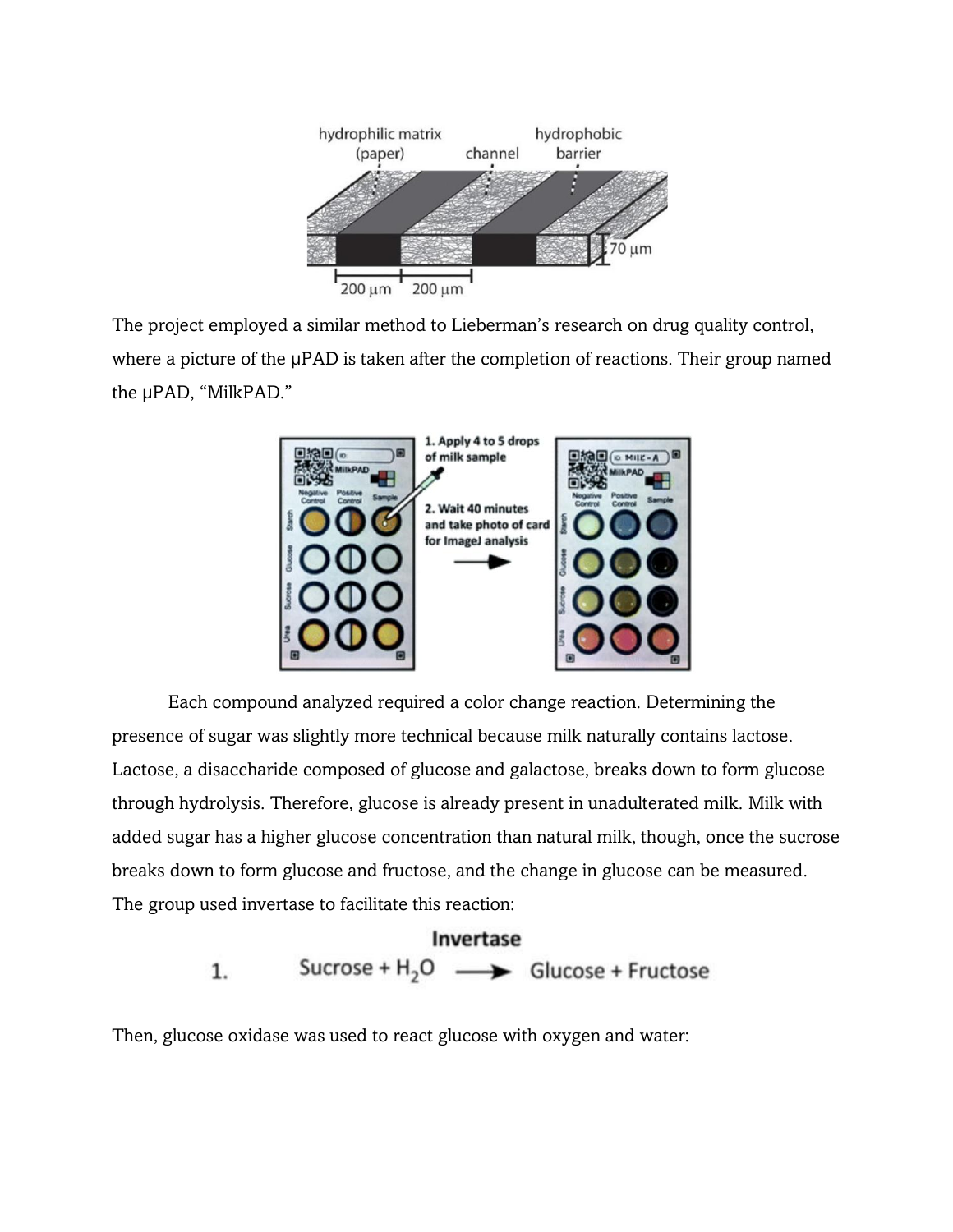The project employed a similar method to Lieberman's research on drug quality control, where a picture of the μPAD is taken after the completion of reactions. Their group named the μPAD, "MilkPAD."

Each compound analyzed required a color change reaction. Determining the presence of sugar was slightly more technical because milk naturally contains lactose. Lactose, a disaccharide composed of glucose and galactose, breaks down to form glucose through hydrolysis. Therefore, glucose is already present in unadulterated milk. Milk with added sugar has a higher glucose concentration than natural milk, though, once the sucrose breaks down to form glucose and fructose, and the change in glucose can be measured. The group used invertase to facilitate this reaction:

$$1. \quad \text{Sucrose} + H_2O \xrightarrow{\text{Invertase}} \text{Glucose} + \text{Fructose}$$

Then, glucose oxidase was used to react glucose with oxygen and water: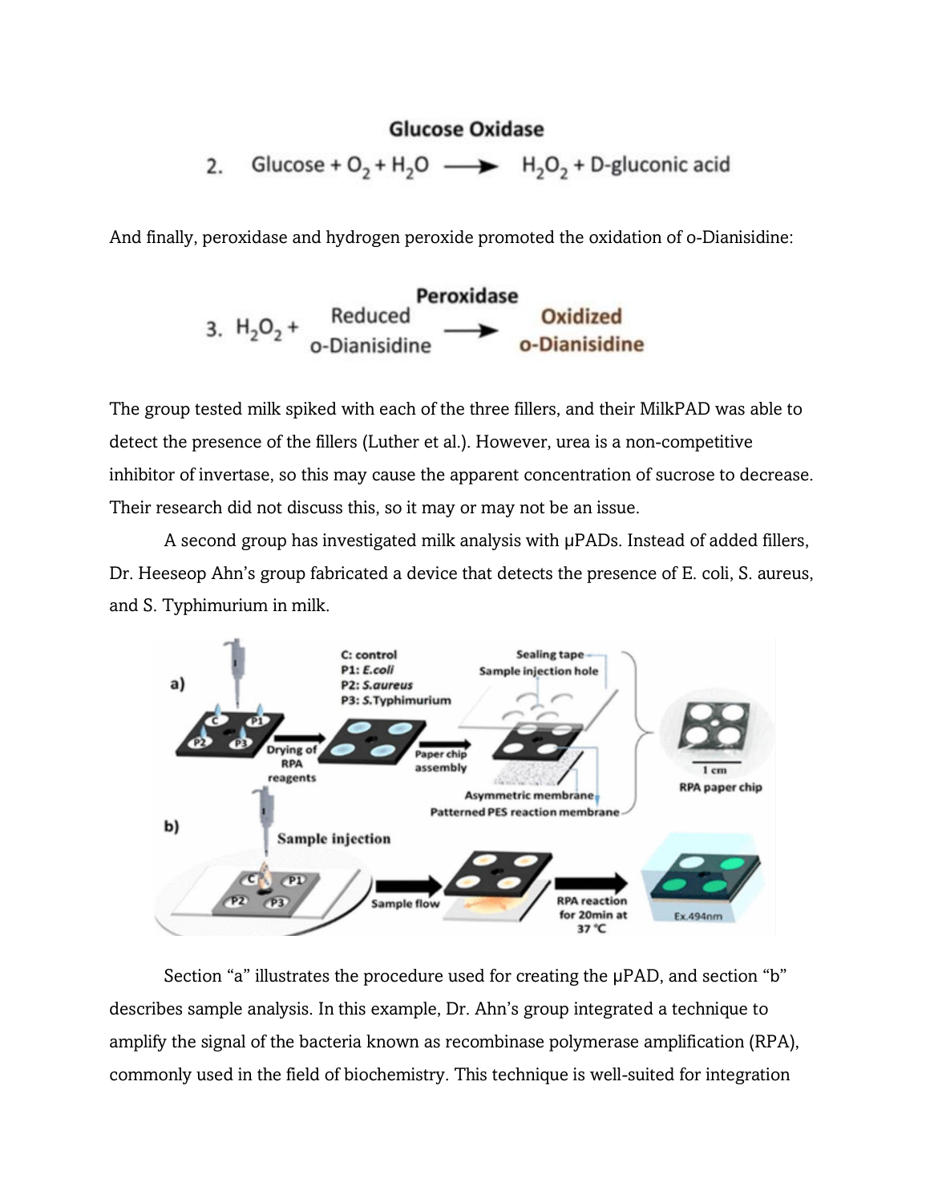$$\text{2.} \quad \text{Glucose} + O_2 + H_2O \xrightarrow{\text{Glucose Oxidase}} H_2O_2 + \text{D-gluconic acid}$$

And finally, peroxidase and hydrogen peroxide promoted the oxidation of o-Dianisidine:

$$\text{3.} \quad H_2O_2 + \begin{array}{c}\text{Reduced} \\ \text{o-Dianisidine}\end{array} \xrightarrow{\text{Peroxidase}} \begin{array}{c}\text{Oxidized} \\ \text{o-Dianisidine}\end{array}$$

The group tested milk spiked with each of the three fillers, and their MilkPAD was able to detect the presence of the fillers (Luther et al.). However, urea is a non-competitive inhibitor of invertase, so this may cause the apparent concentration of sucrose to decrease. Their research did not discuss this, so it may or may not be an issue.

A second group has investigated milk analysis with μPADs. Instead of added fillers, Dr. Heeseop Ahn's group fabricated a device that detects the presence of E. coli, S. aureus, and S. Typhimurium in milk.

Section "a" illustrates the procedure used for creating the μPAD, and section "b" describes sample analysis. In this example, Dr. Ahn's group integrated a technique to amplify the signal of the bacteria known as recombinase polymerase amplification (RPA), commonly used in the field of biochemistry. This technique is well-suited for integration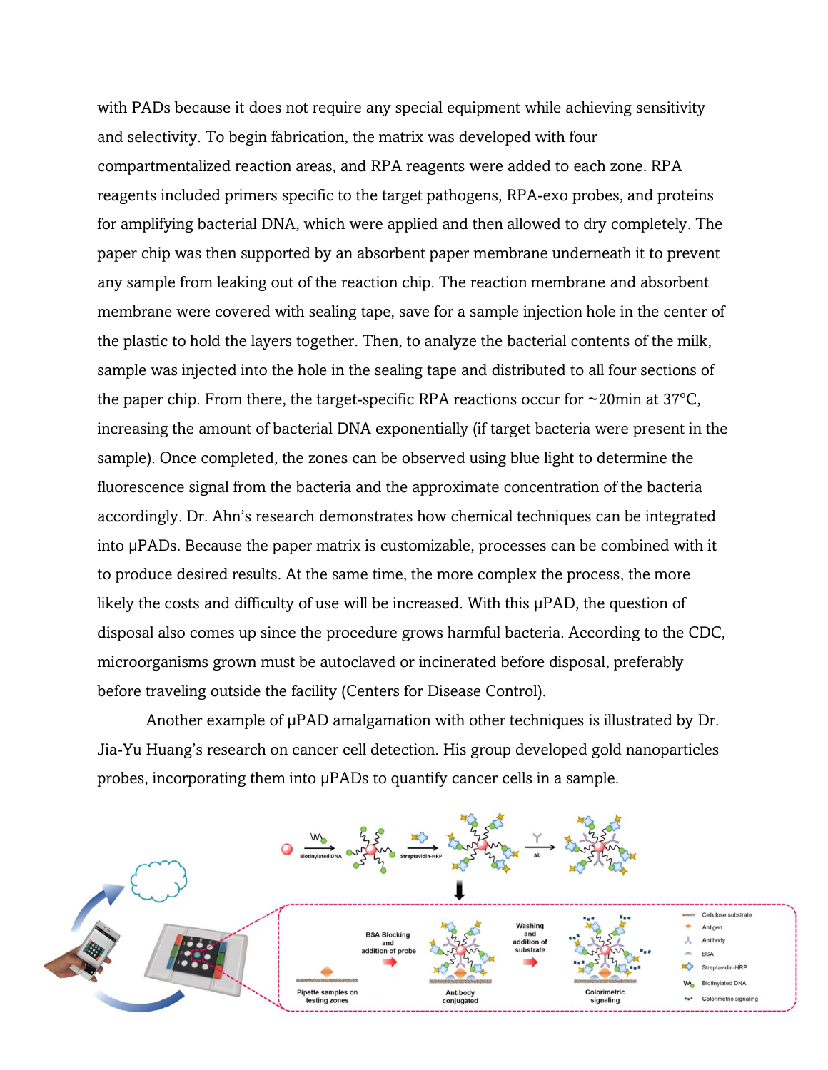with PADs because it does not require any special equipment while achieving sensitivity and selectivity. To begin fabrication, the matrix was developed with four compartmentalized reaction areas, and RPA reagents were added to each zone. RPA reagents included primers specific to the target pathogens, RPA-exo probes, and proteins for amplifying bacterial DNA, which were applied and then allowed to dry completely. The paper chip was then supported by an absorbent paper membrane underneath it to prevent any sample from leaking out of the reaction chip. The reaction membrane and absorbent membrane were covered with sealing tape, save for a sample injection hole in the center of the plastic to hold the layers together. Then, to analyze the bacterial contents of the milk, sample was injected into the hole in the sealing tape and distributed to all four sections of the paper chip. From there, the target-specific RPA reactions occur for ~20min at 37°C, increasing the amount of bacterial DNA exponentially (if target bacteria were present in the sample). Once completed, the zones can be observed using blue light to determine the fluorescence signal from the bacteria and the approximate concentration of the bacteria accordingly. Dr. Ahn's research demonstrates how chemical techniques can be integrated into μPADs. Because the paper matrix is customizable, processes can be combined with it to produce desired results. At the same time, the more complex the process, the more likely the costs and difficulty of use will be increased. With this μPAD, the question of disposal also comes up since the procedure grows harmful bacteria. According to the CDC, microorganisms grown must be autoclaved or incinerated before disposal, preferably before traveling outside the facility (Centers for Disease Control).

Another example of μPAD amalgamation with other techniques is illustrated by Dr. Jia-Yu Huang's research on cancer cell detection. His group developed gold nanoparticles probes, incorporating them into μPADs to quantify cancer cells in a sample.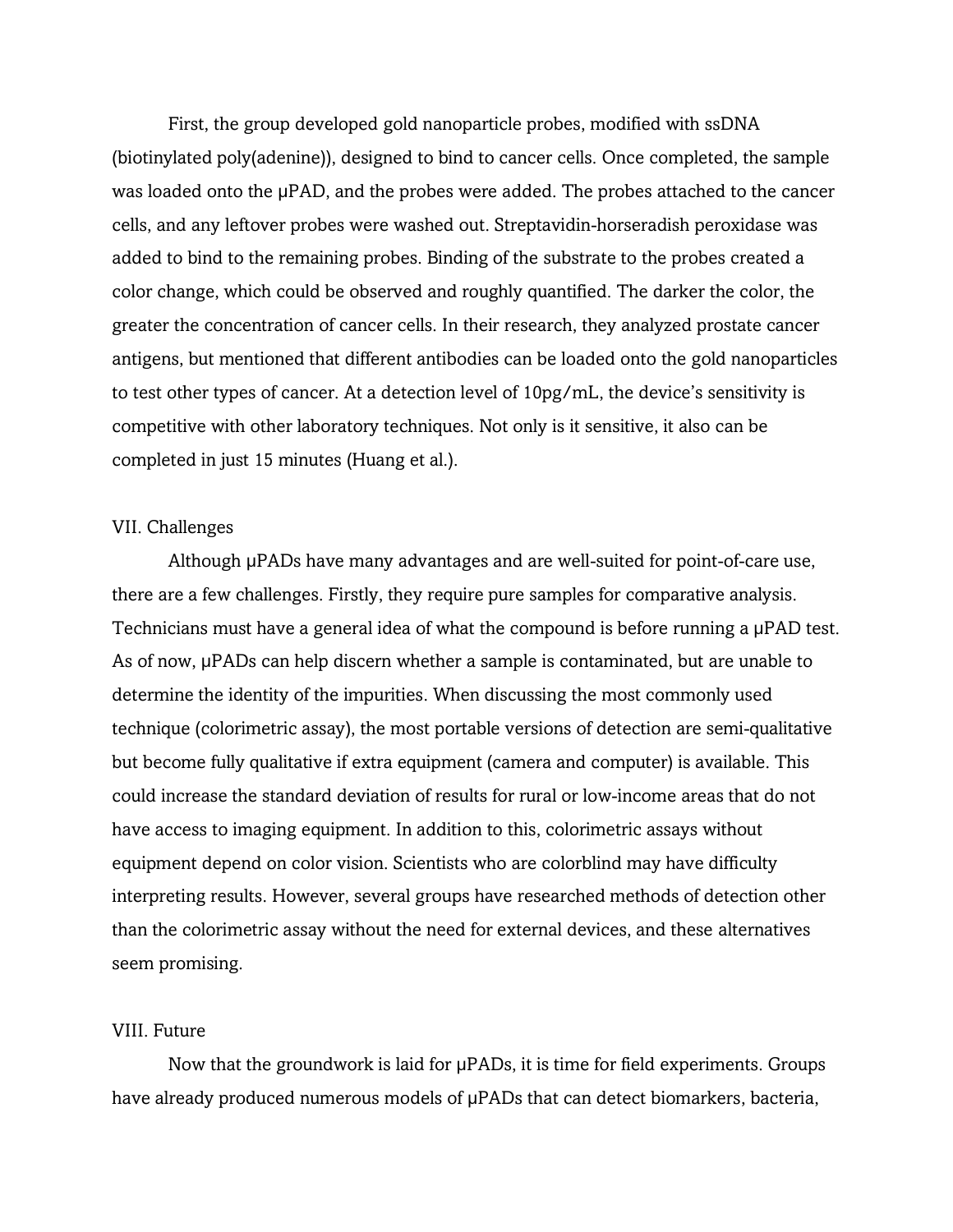First, the group developed gold nanoparticle probes, modified with ssDNA (biotinylated poly(adenine)), designed to bind to cancer cells. Once completed, the sample was loaded onto the μPAD, and the probes were added. The probes attached to the cancer cells, and any leftover probes were washed out. Streptavidin-horseradish peroxidase was added to bind to the remaining probes. Binding of the substrate to the probes created a color change, which could be observed and roughly quantified. The darker the color, the greater the concentration of cancer cells. In their research, they analyzed prostate cancer antigens, but mentioned that different antibodies can be loaded onto the gold nanoparticles to test other types of cancer. At a detection level of 10pg/mL, the device's sensitivity is competitive with other laboratory techniques. Not only is it sensitive, it also can be completed in just 15 minutes (Huang et al.).

## VII. Challenges

Although μPADs have many advantages and are well-suited for point-of-care use, there are a few challenges. Firstly, they require pure samples for comparative analysis. Technicians must have a general idea of what the compound is before running a μPAD test. As of now, μPADs can help discern whether a sample is contaminated, but are unable to determine the identity of the impurities. When discussing the most commonly used technique (colorimetric assay), the most portable versions of detection are semi-qualitative but become fully qualitative if extra equipment (camera and computer) is available. This could increase the standard deviation of results for rural or low-income areas that do not have access to imaging equipment. In addition to this, colorimetric assays without equipment depend on color vision. Scientists who are colorblind may have difficulty interpreting results. However, several groups have researched methods of detection other than the colorimetric assay without the need for external devices, and these alternatives seem promising.

## VIII. Future

Now that the groundwork is laid for μPADs, it is time for field experiments. Groups have already produced numerous models of μPADs that can detect biomarkers, bacteria,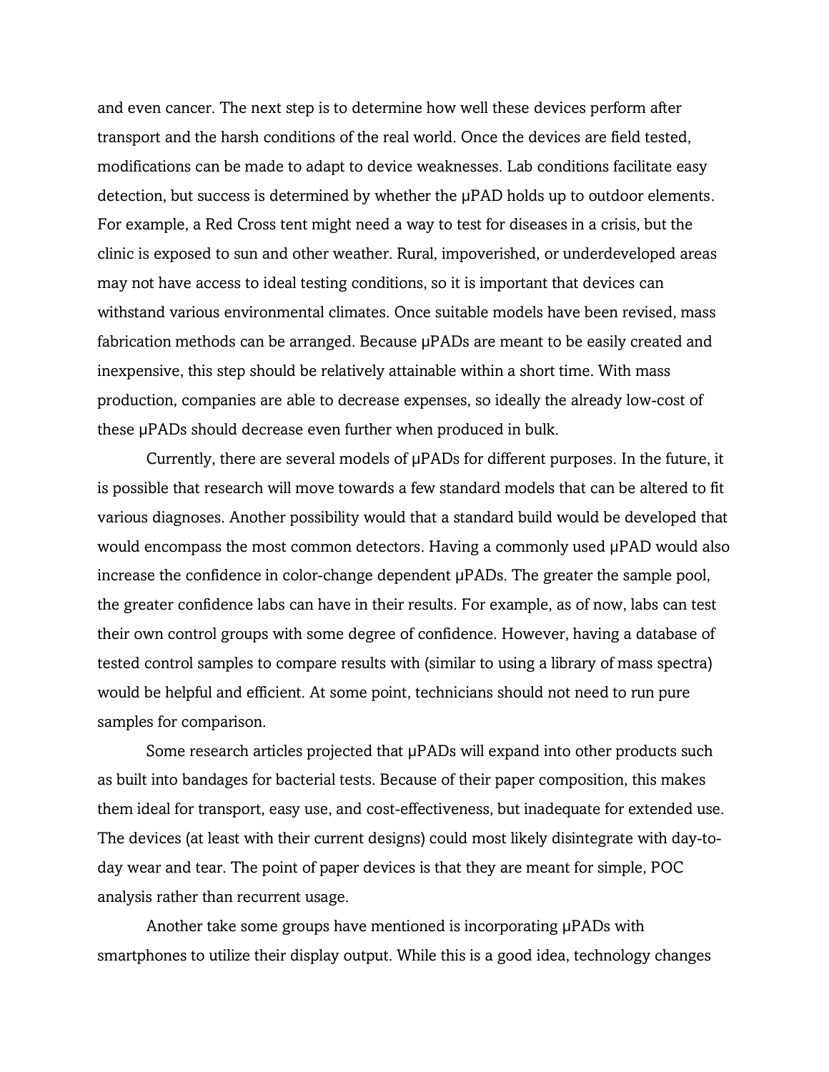and even cancer. The next step is to determine how well these devices perform after transport and the harsh conditions of the real world. Once the devices are field tested, modifications can be made to adapt to device weaknesses. Lab conditions facilitate easy detection, but success is determined by whether the μPAD holds up to outdoor elements. For example, a Red Cross tent might need a way to test for diseases in a crisis, but the clinic is exposed to sun and other weather. Rural, impoverished, or underdeveloped areas may not have access to ideal testing conditions, so it is important that devices can withstand various environmental climates. Once suitable models have been revised, mass fabrication methods can be arranged. Because μPADs are meant to be easily created and inexpensive, this step should be relatively attainable within a short time. With mass production, companies are able to decrease expenses, so ideally the already low-cost of these μPADs should decrease even further when produced in bulk.

Currently, there are several models of μPADs for different purposes. In the future, it is possible that research will move towards a few standard models that can be altered to fit various diagnoses. Another possibility would that a standard build would be developed that would encompass the most common detectors. Having a commonly used μPAD would also increase the confidence in color-change dependent μPADs. The greater the sample pool, the greater confidence labs can have in their results. For example, as of now, labs can test their own control groups with some degree of confidence. However, having a database of tested control samples to compare results with (similar to using a library of mass spectra) would be helpful and efficient. At some point, technicians should not need to run pure samples for comparison.

Some research articles projected that μPADs will expand into other products such as built into bandages for bacterial tests. Because of their paper composition, this makes them ideal for transport, easy use, and cost-effectiveness, but inadequate for extended use. The devices (at least with their current designs) could most likely disintegrate with day-to-day wear and tear. The point of paper devices is that they are meant for simple, POC analysis rather than recurrent usage.

Another take some groups have mentioned is incorporating μPADs with smartphones to utilize their display output. While this is a good idea, technology changes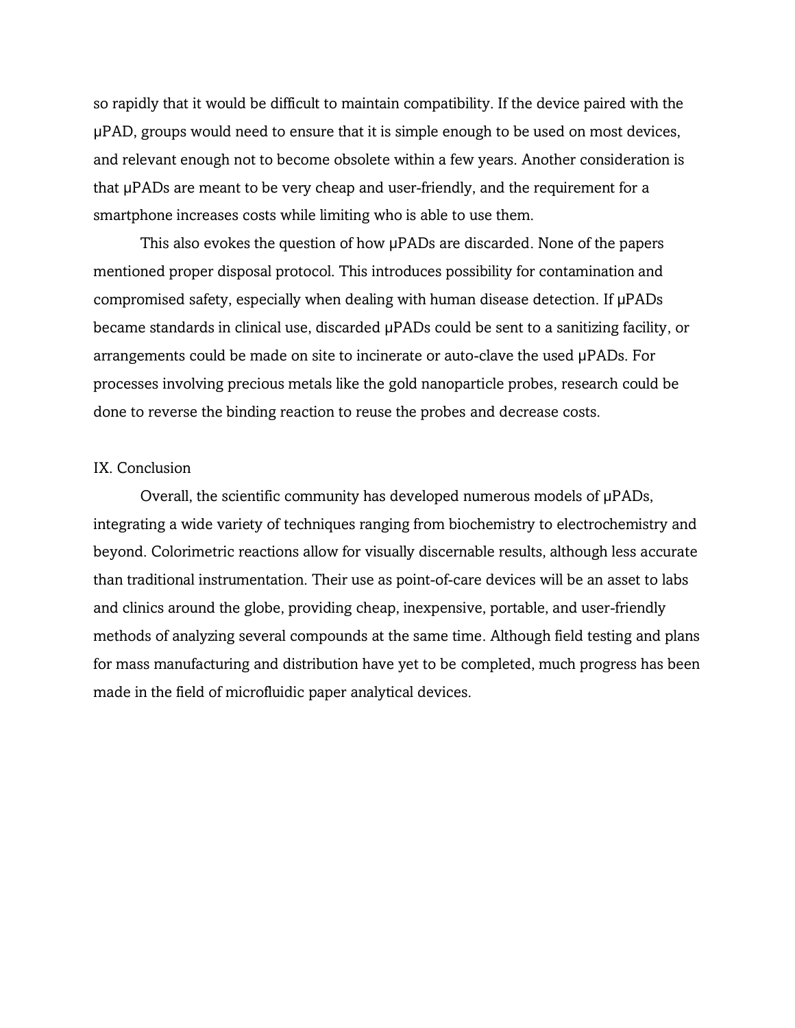so rapidly that it would be difficult to maintain compatibility. If the device paired with the μPAD, groups would need to ensure that it is simple enough to be used on most devices, and relevant enough not to become obsolete within a few years. Another consideration is that μPADs are meant to be very cheap and user-friendly, and the requirement for a smartphone increases costs while limiting who is able to use them.

This also evokes the question of how μPADs are discarded. None of the papers mentioned proper disposal protocol. This introduces possibility for contamination and compromised safety, especially when dealing with human disease detection. If μPADs became standards in clinical use, discarded μPADs could be sent to a sanitizing facility, or arrangements could be made on site to incinerate or auto-clave the used μPADs. For processes involving precious metals like the gold nanoparticle probes, research could be done to reverse the binding reaction to reuse the probes and decrease costs.

## IX. Conclusion

Overall, the scientific community has developed numerous models of μPADs, integrating a wide variety of techniques ranging from biochemistry to electrochemistry and beyond. Colorimetric reactions allow for visually discernable results, although less accurate than traditional instrumentation. Their use as point-of-care devices will be an asset to labs and clinics around the globe, providing cheap, inexpensive, portable, and user-friendly methods of analyzing several compounds at the same time. Although field testing and plans for mass manufacturing and distribution have yet to be completed, much progress has been made in the field of microfluidic paper analytical devices.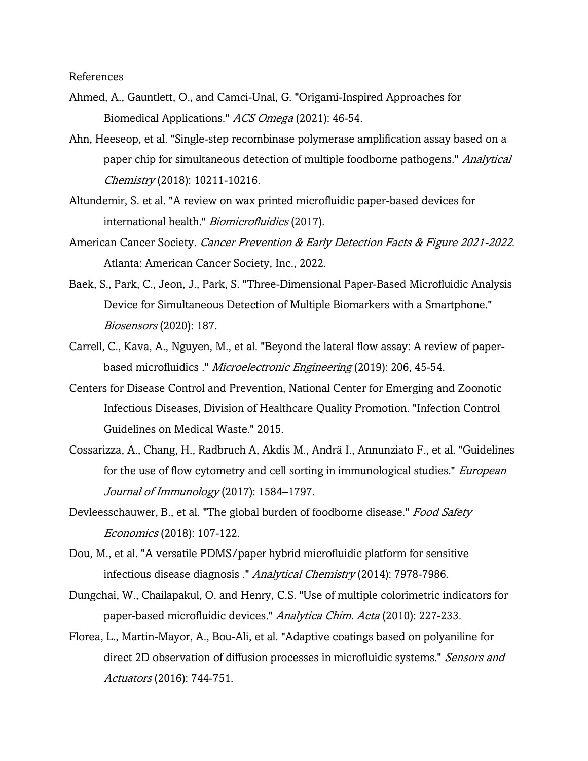References

Ahmed, A., Gauntlett, O., and Camci-Unal, G. "Origami-Inspired Approaches for Biomedical Applications." *ACS Omega* (2021): 46-54.

Ahn, Heeseop, et al. "Single-step recombinase polymerase amplification assay based on a paper chip for simultaneous detection of multiple foodborne pathogens." *Analytical Chemistry* (2018): 10211-10216.

Altundemir, S. et al. "A review on wax printed microfluidic paper-based devices for international health." *Biomicrofluidics* (2017).

American Cancer Society. *Cancer Prevention & Early Detection Facts & Figure 2021-2022*. Atlanta: American Cancer Society, Inc., 2022.

Baek, S., Park, C., Jeon, J., Park, S. "Three-Dimensional Paper-Based Microfluidic Analysis Device for Simultaneous Detection of Multiple Biomarkers with a Smartphone." *Biosensors* (2020): 187.

Carrell, C., Kava, A., Nguyen, M., et al. "Beyond the lateral flow assay: A review of paper-based microfluidics ." *Microelectronic Engineering* (2019): 206, 45-54.

Centers for Disease Control and Prevention, National Center for Emerging and Zoonotic Infectious Diseases, Division of Healthcare Quality Promotion. "Infection Control Guidelines on Medical Waste." 2015.

Cossarizza, A., Chang, H., Radbruch A, Akdis M., Andrä I., Annunziato F., et al. "Guidelines for the use of flow cytometry and cell sorting in immunological studies." *European Journal of Immunology* (2017): 1584–1797.

Devleesschauwer, B., et al. "The global burden of foodborne disease." *Food Safety Economics* (2018): 107-122.

Dou, M., et al. "A versatile PDMS/paper hybrid microfluidic platform for sensitive infectious disease diagnosis ." *Analytical Chemistry* (2014): 7978-7986.

Dungchai, W., Chailapakul, O. and Henry, C.S. "Use of multiple colorimetric indicators for paper-based microfluidic devices." *Analytica Chim. Acta* (2010): 227-233.

Florea, L., Martin-Mayor, A., Bou-Ali, et al. "Adaptive coatings based on polyaniline for direct 2D observation of diffusion processes in microfluidic systems." *Sensors and Actuators* (2016): 744-751.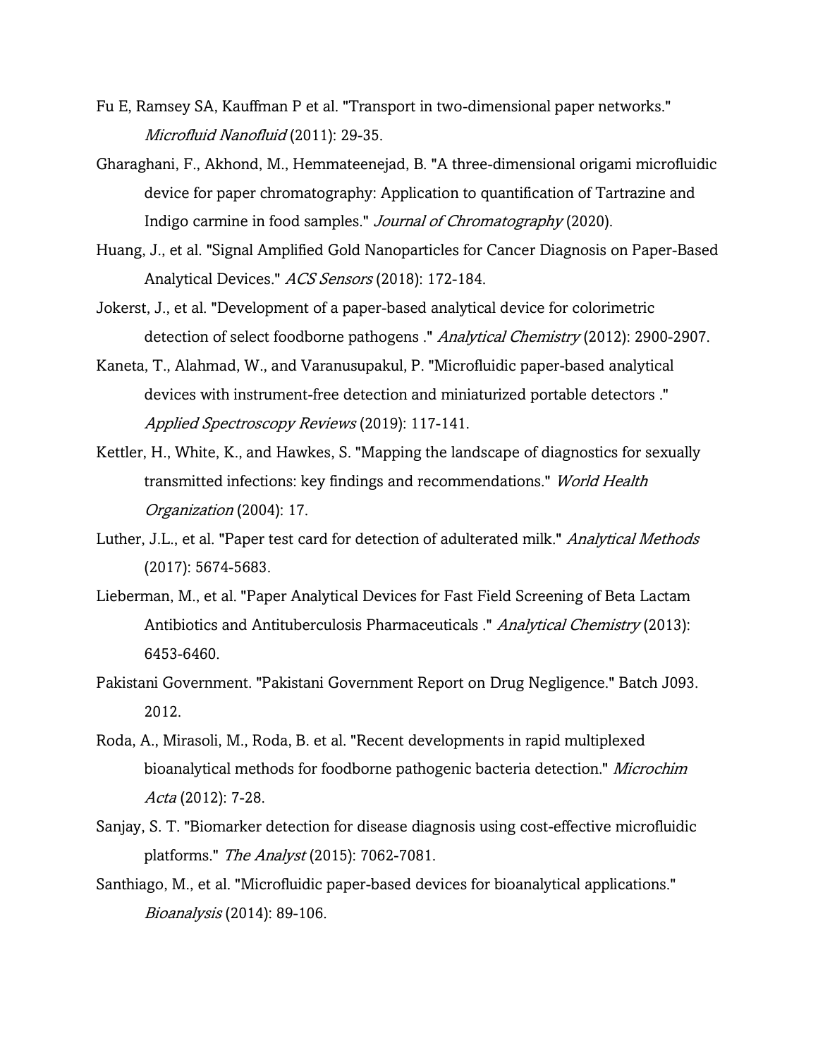Fu E, Ramsey SA, Kauffman P et al. "Transport in two-dimensional paper networks." *Microfluid Nanofluid* (2011): 29-35.

Gharaghani, F., Akhond, M., Hemmateenejad, B. "A three-dimensional origami microfluidic device for paper chromatography: Application to quantification of Tartrazine and Indigo carmine in food samples." *Journal of Chromatography* (2020).

Huang, J., et al. "Signal Amplified Gold Nanoparticles for Cancer Diagnosis on Paper-Based Analytical Devices." *ACS Sensors* (2018): 172-184.

Jokerst, J., et al. "Development of a paper-based analytical device for colorimetric detection of select foodborne pathogens ." *Analytical Chemistry* (2012): 2900-2907.

Kaneta, T., Alahmad, W., and Varanusupakul, P. "Microfluidic paper-based analytical devices with instrument-free detection and miniaturized portable detectors ." *Applied Spectroscopy Reviews* (2019): 117-141.

Kettler, H., White, K., and Hawkes, S. "Mapping the landscape of diagnostics for sexually transmitted infections: key findings and recommendations." *World Health Organization* (2004): 17.

Luther, J.L., et al. "Paper test card for detection of adulterated milk." *Analytical Methods* (2017): 5674-5683.

Lieberman, M., et al. "Paper Analytical Devices for Fast Field Screening of Beta Lactam Antibiotics and Antituberculosis Pharmaceuticals ." *Analytical Chemistry* (2013): 6453-6460.

Pakistani Government. "Pakistani Government Report on Drug Negligence." Batch J093. 2012.

Roda, A., Mirasoli, M., Roda, B. et al. "Recent developments in rapid multiplexed bioanalytical methods for foodborne pathogenic bacteria detection." *Microchim Acta* (2012): 7-28.

Sanjay, S. T. "Biomarker detection for disease diagnosis using cost-effective microfluidic platforms." *The Analyst* (2015): 7062-7081.

Santhiago, M., et al. "Microfluidic paper-based devices for bioanalytical applications." *Bioanalysis* (2014): 89-106.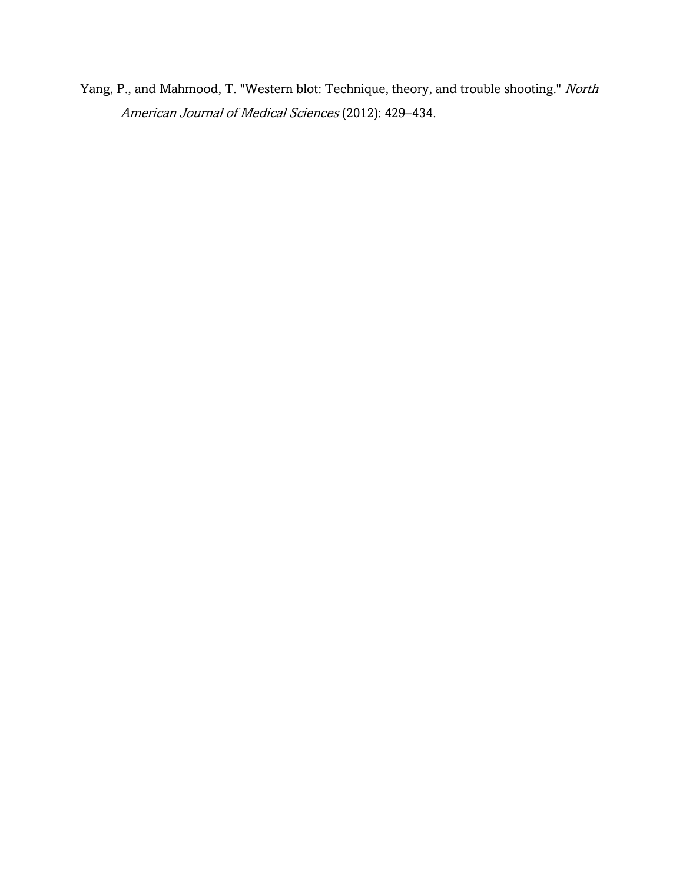Yang, P., and Mahmood, T. "Western blot: Technique, theory, and trouble shooting." *North American Journal of Medical Sciences* (2012): 429–434.